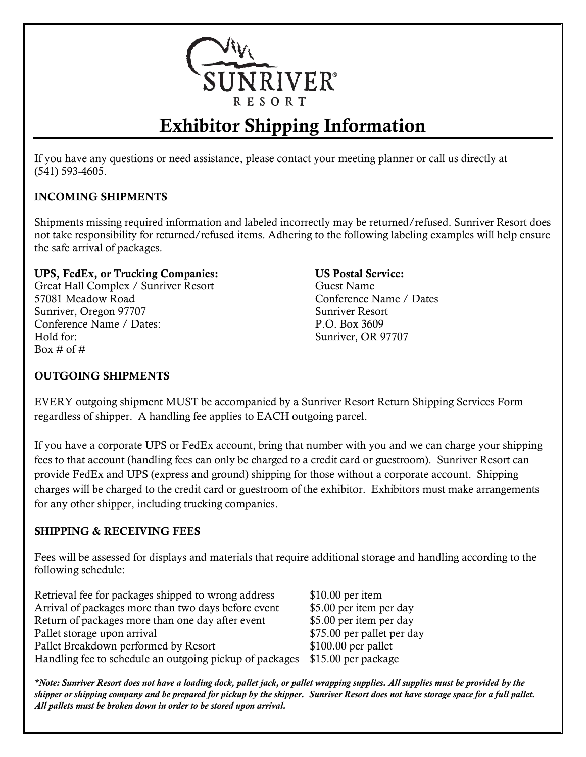SUNRIVER® RESORT

# Exhibitor Shipping Information

If you have any questions or need assistance, please contact your meeting planner or call us directly at (541) 593-4605.

## INCOMING SHIPMENTS

Shipments missing required information and labeled incorrectly may be returned/refused. Sunriver Resort does not take responsibility for returned/refused items. Adhering to the following labeling examples will help ensure the safe arrival of packages.

**UPS, FedEx, or Trucking Companies:**
Great Hall Complex / Sunriver Resort
57081 Meadow Road
Sunriver, Oregon 97707
Conference Name / Dates:
Hold for:
Box # of #

**US Postal Service:**
Guest Name
Conference Name / Dates
Sunriver Resort
P.O. Box 3609
Sunriver, OR 97707

## OUTGOING SHIPMENTS

EVERY outgoing shipment MUST be accompanied by a Sunriver Resort Return Shipping Services Form regardless of shipper. A handling fee applies to EACH outgoing parcel.

If you have a corporate UPS or FedEx account, bring that number with you and we can charge your shipping fees to that account (handling fees can only be charged to a credit card or guestroom). Sunriver Resort can provide FedEx and UPS (express and ground) shipping for those without a corporate account. Shipping charges will be charged to the credit card or guestroom of the exhibitor. Exhibitors must make arrangements for any other shipper, including trucking companies.

## SHIPPING & RECEIVING FEES

Fees will be assessed for displays and materials that require additional storage and handling according to the following schedule:

| Fee | Amount |
|---|---|
| Retrieval fee for packages shipped to wrong address | $10.00 per item |
| Arrival of packages more than two days before event | $5.00 per item per day |
| Return of packages more than one day after event | $5.00 per item per day |
| Pallet storage upon arrival | $75.00 per pallet per day |
| Pallet Breakdown performed by Resort | $100.00 per pallet |
| Handling fee to schedule an outgoing pickup of packages | $15.00 per package |

***Note: Sunriver Resort does not have a loading dock, pallet jack, or pallet wrapping supplies. All supplies must be provided by the shipper or shipping company and be prepared for pickup by the shipper. Sunriver Resort does not have storage space for a full pallet. All pallets must be broken down in order to be stored upon arrival.***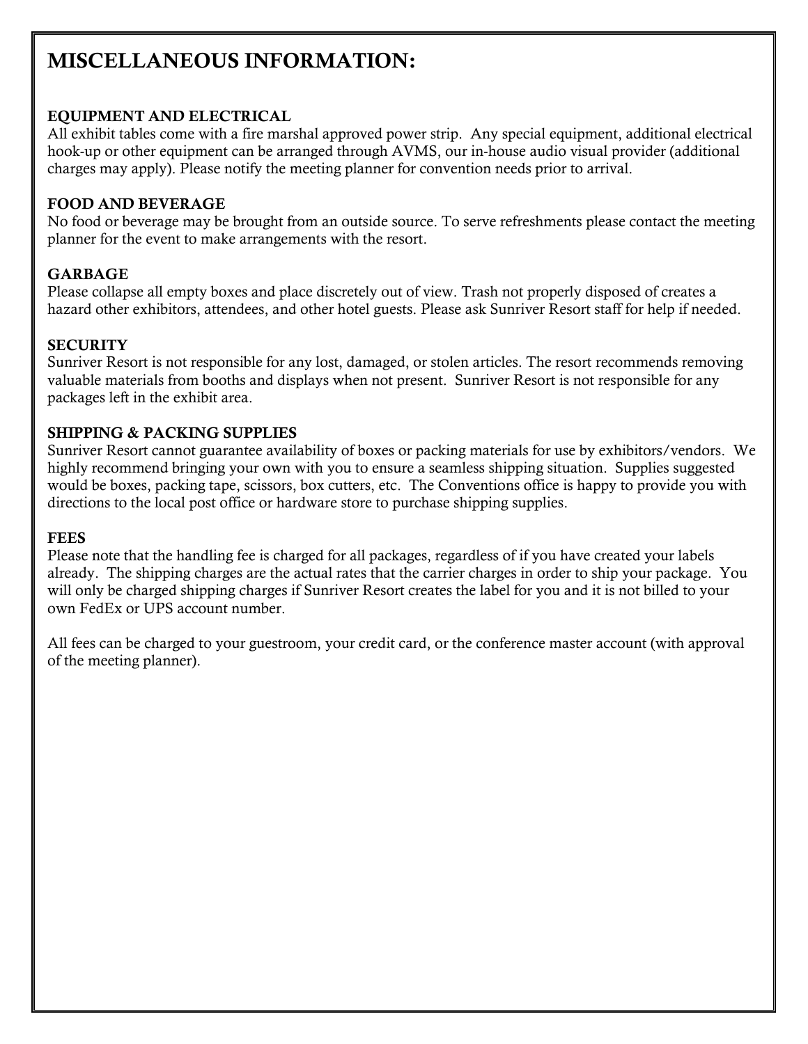# MISCELLANEOUS INFORMATION:

### EQUIPMENT AND ELECTRICAL

All exhibit tables come with a fire marshal approved power strip. Any special equipment, additional electrical hook-up or other equipment can be arranged through AVMS, our in-house audio visual provider (additional charges may apply). Please notify the meeting planner for convention needs prior to arrival.

### FOOD AND BEVERAGE

No food or beverage may be brought from an outside source. To serve refreshments please contact the meeting planner for the event to make arrangements with the resort.

### GARBAGE

Please collapse all empty boxes and place discretely out of view. Trash not properly disposed of creates a hazard other exhibitors, attendees, and other hotel guests. Please ask Sunriver Resort staff for help if needed.

### SECURITY

Sunriver Resort is not responsible for any lost, damaged, or stolen articles. The resort recommends removing valuable materials from booths and displays when not present. Sunriver Resort is not responsible for any packages left in the exhibit area.

### SHIPPING & PACKING SUPPLIES

Sunriver Resort cannot guarantee availability of boxes or packing materials for use by exhibitors/vendors. We highly recommend bringing your own with you to ensure a seamless shipping situation. Supplies suggested would be boxes, packing tape, scissors, box cutters, etc. The Conventions office is happy to provide you with directions to the local post office or hardware store to purchase shipping supplies.

### FEES

Please note that the handling fee is charged for all packages, regardless of if you have created your labels already. The shipping charges are the actual rates that the carrier charges in order to ship your package. You will only be charged shipping charges if Sunriver Resort creates the label for you and it is not billed to your own FedEx or UPS account number.

All fees can be charged to your guestroom, your credit card, or the conference master account (with approval of the meeting planner).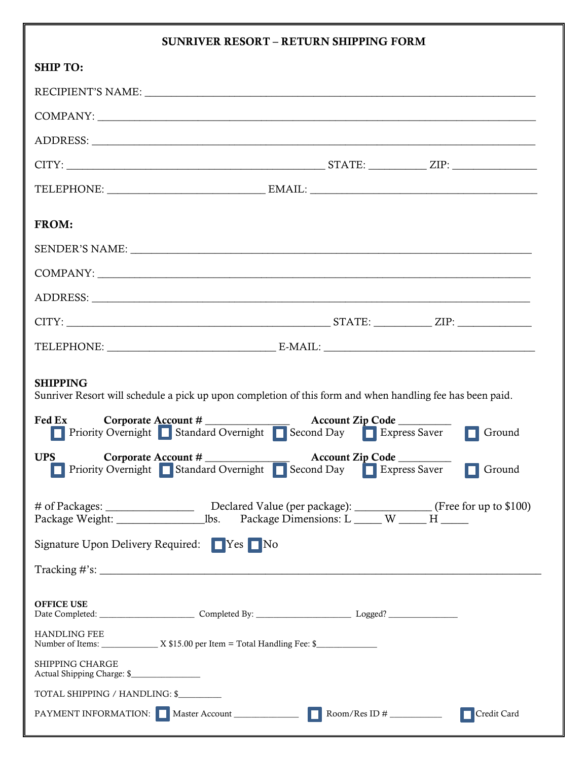# SUNRIVER RESORT – RETURN SHIPPING FORM

**SHIP TO:**

RECIPIENT'S NAME: ___________________________________________

COMPANY: ___________________________________________

ADDRESS: ___________________________________________

CITY: ___________________________ STATE: __________ ZIP: _______________

TELEPHONE: ___________________________ EMAIL: ___________________________

**FROM:**

SENDER'S NAME: ___________________________________________

COMPANY: ___________________________________________

ADDRESS: ___________________________________________

CITY: ___________________________ STATE: __________ ZIP: _____________

TELEPHONE: ___________________________ E-MAIL: ___________________________

**SHIPPING**

Sunriver Resort will schedule a pick up upon completion of this form and when handling fee has been paid.

**Fed Ex** **Corporate Account #** _______________ **Account Zip Code** _________

☐ Priority Overnight ☐ Standard Overnight ☐ Second Day ☐ Express Saver ☐ Ground

**UPS** **Corporate Account #** _______________ **Account Zip Code** _________

☐ Priority Overnight ☐ Standard Overnight ☐ Second Day ☐ Express Saver ☐ Ground

# of Packages: _______________ Declared Value (per package): _____________ (Free for up to $100)

Package Weight: _______________lbs. Package Dimensions: L _____ W _____ H _____

Signature Upon Delivery Required: ☐Yes ☐No

Tracking #'s: ___________________________________________

**OFFICE USE**

Date Completed: ____________________ Completed By: ____________________ Logged? _______________

HANDLING FEE

Number of Items: _____________ X $15.00 per Item = Total Handling Fee: $_____________

SHIPPING CHARGE

Actual Shipping Charge: $_______________

TOTAL SHIPPING / HANDLING: $_________

PAYMENT INFORMATION: ☐ Master Account ______________ ☐ Room/Res ID # ___________ ☐Credit Card